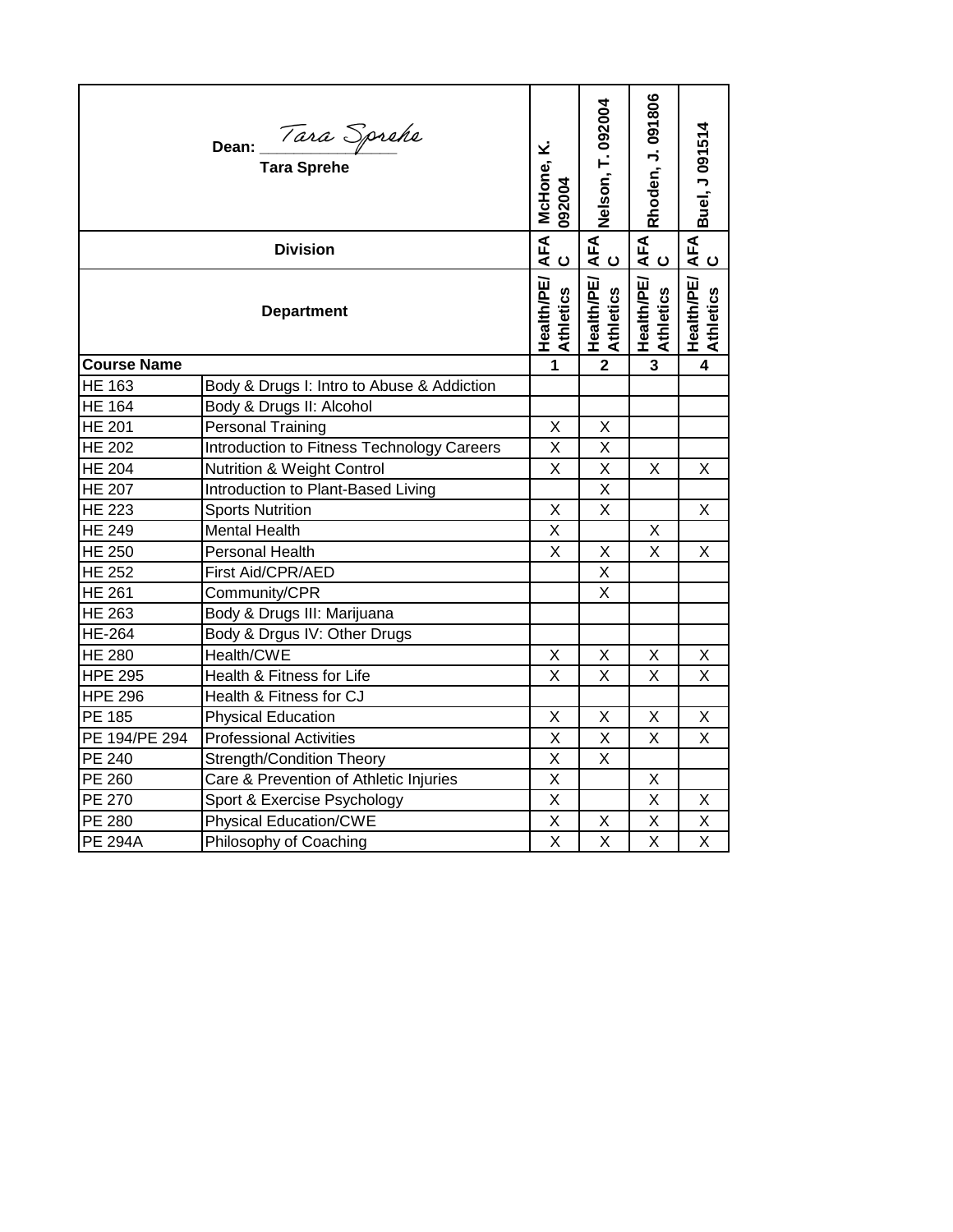| Dean: *Tara Sprehe* Tara Sprehe | | McHone, K. 092004 | Nelson, T. 092004 | Rhoden, J. 091806 | Buel, J 091514 |
|---|---|---|---|---|---|
| Division | | AFAC | AFAC | AFAC | AFAC |
| Department | | Health/PE/ Athletics | Health/PE/ Athletics | Health/PE/ Athletics | Health/PE/ Athletics |
| **Course Name** | | **1** | **2** | **3** | **4** |
| HE 163 | Body & Drugs I: Intro to Abuse & Addiction | | | | |
| HE 164 | Body & Drugs II: Alcohol | | | | |
| HE 201 | Personal Training | X | X | | |
| HE 202 | Introduction to Fitness Technology Careers | X | X | | |
| HE 204 | Nutrition & Weight Control | X | X | X | X |
| HE 207 | Introduction to Plant-Based Living | | X | | |
| HE 223 | Sports Nutrition | X | X | | X |
| HE 249 | Mental Health | X | | X | |
| HE 250 | Personal Health | X | X | X | X |
| HE 252 | First Aid/CPR/AED | | X | | |
| HE 261 | Community/CPR | | X | | |
| HE 263 | Body & Drugs III: Marijuana | | | | |
| HE-264 | Body & Drgus IV: Other Drugs | | | | |
| HE 280 | Health/CWE | X | X | X | X |
| HPE 295 | Health & Fitness for Life | X | X | X | X |
| HPE 296 | Health & Fitness for CJ | | | | |
| PE 185 | Physical Education | X | X | X | X |
| PE 194/PE 294 | Professional Activities | X | X | X | X |
| PE 240 | Strength/Condition Theory | X | X | | |
| PE 260 | Care & Prevention of Athletic Injuries | X | | X | |
| PE 270 | Sport & Exercise Psychology | X | | X | X |
| PE 280 | Physical Education/CWE | X | X | X | X |
| PE 294A | Philosophy of Coaching | X | X | X | X |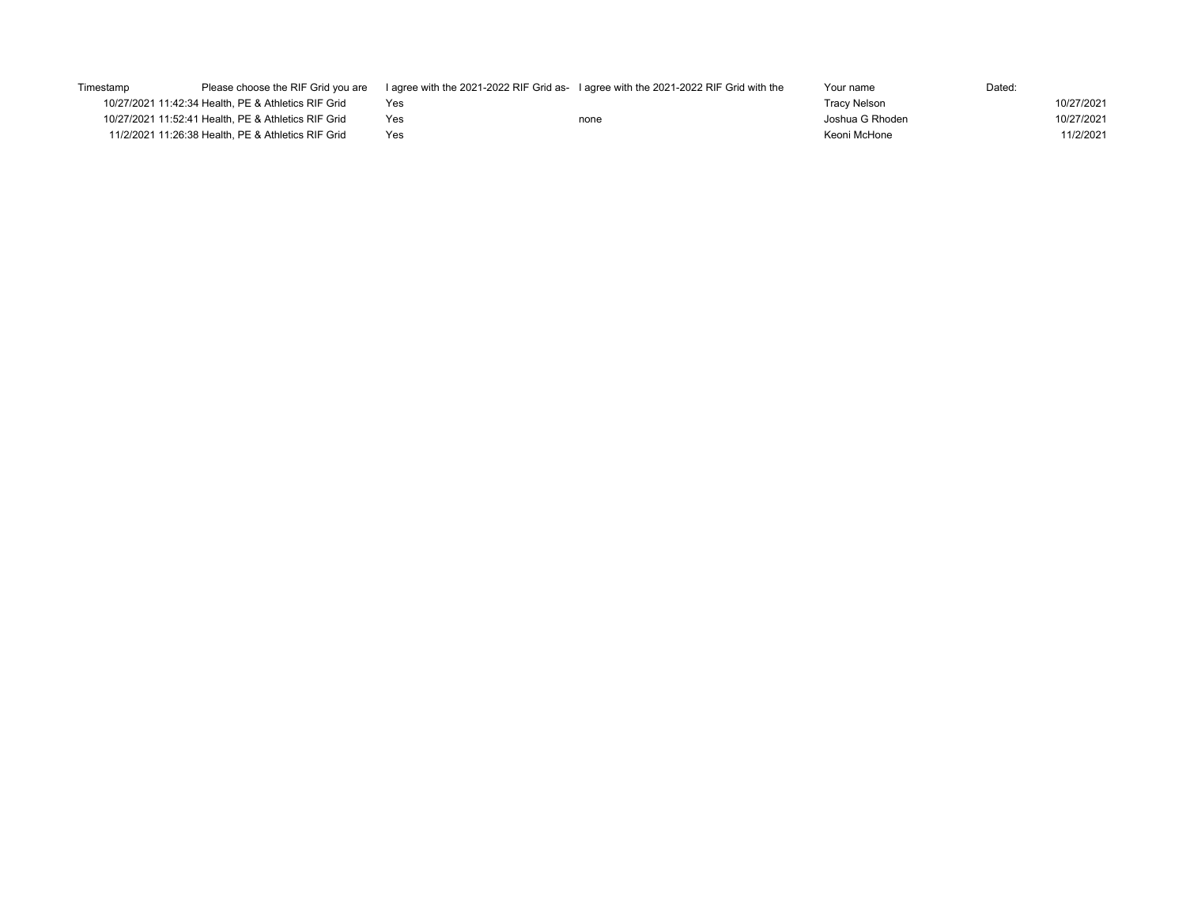| Timestamp | Please choose the RIF Grid you are | I agree with the 2021-2022 RIF Grid as- | I agree with the 2021-2022 RIF Grid with the | Your name | Dated: |
|---|---|---|---|---|---|
| 10/27/2021 11:42:34 | Health, PE & Athletics RIF Grid | Yes | | Tracy Nelson | 10/27/2021 |
| 10/27/2021 11:52:41 | Health, PE & Athletics RIF Grid | Yes | none | Joshua G Rhoden | 10/27/2021 |
| 11/2/2021 11:26:38 | Health, PE & Athletics RIF Grid | Yes | | Keoni McHone | 11/2/2021 |